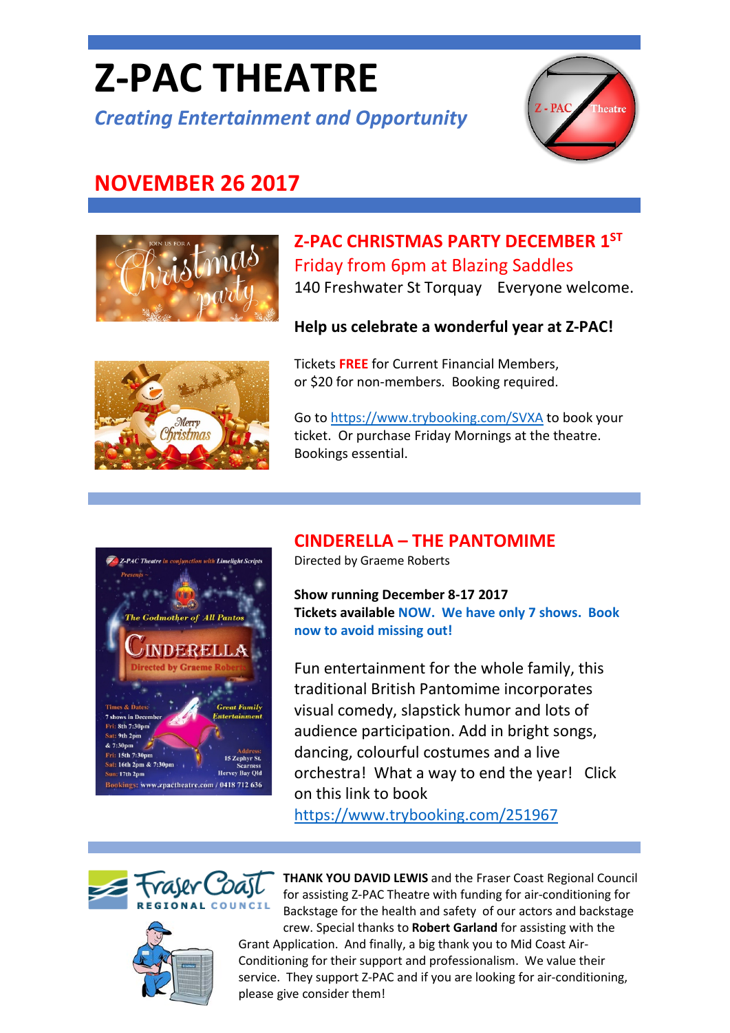# Z-PAC THEATRE

*Creating Entertainment and Opportunity*

## NOVEMBER 26 2017

### Z-PAC CHRISTMAS PARTY DECEMBER 1ST

Friday from 6pm at Blazing Saddles

140 Freshwater St Torquay    Everyone welcome.

**Help us celebrate a wonderful year at Z-PAC!**

Tickets **FREE** for Current Financial Members, or $20 for non-members. Booking required.

Go to https://www.trybooking.com/SVXA to book your ticket. Or purchase Friday Mornings at the theatre. Bookings essential.

### CINDERELLA – THE PANTOMIME

Directed by Graeme Roberts

**Show running December 8-17 2017**
**Tickets available NOW. We have only 7 shows. Book now to avoid missing out!**

Fun entertainment for the whole family, this traditional British Pantomime incorporates visual comedy, slapstick humor and lots of audience participation. Add in bright songs, dancing, colourful costumes and a live orchestra! What a way to end the year! Click on this link to book https://www.trybooking.com/251967

**THANK YOU DAVID LEWIS** and the Fraser Coast Regional Council for assisting Z-PAC Theatre with funding for air-conditioning for Backstage for the health and safety of our actors and backstage crew. Special thanks to **Robert Garland** for assisting with the Grant Application. And finally, a big thank you to Mid Coast Air-Conditioning for their support and professionalism. We value their service. They support Z-PAC and if you are looking for air-conditioning, please give consider them!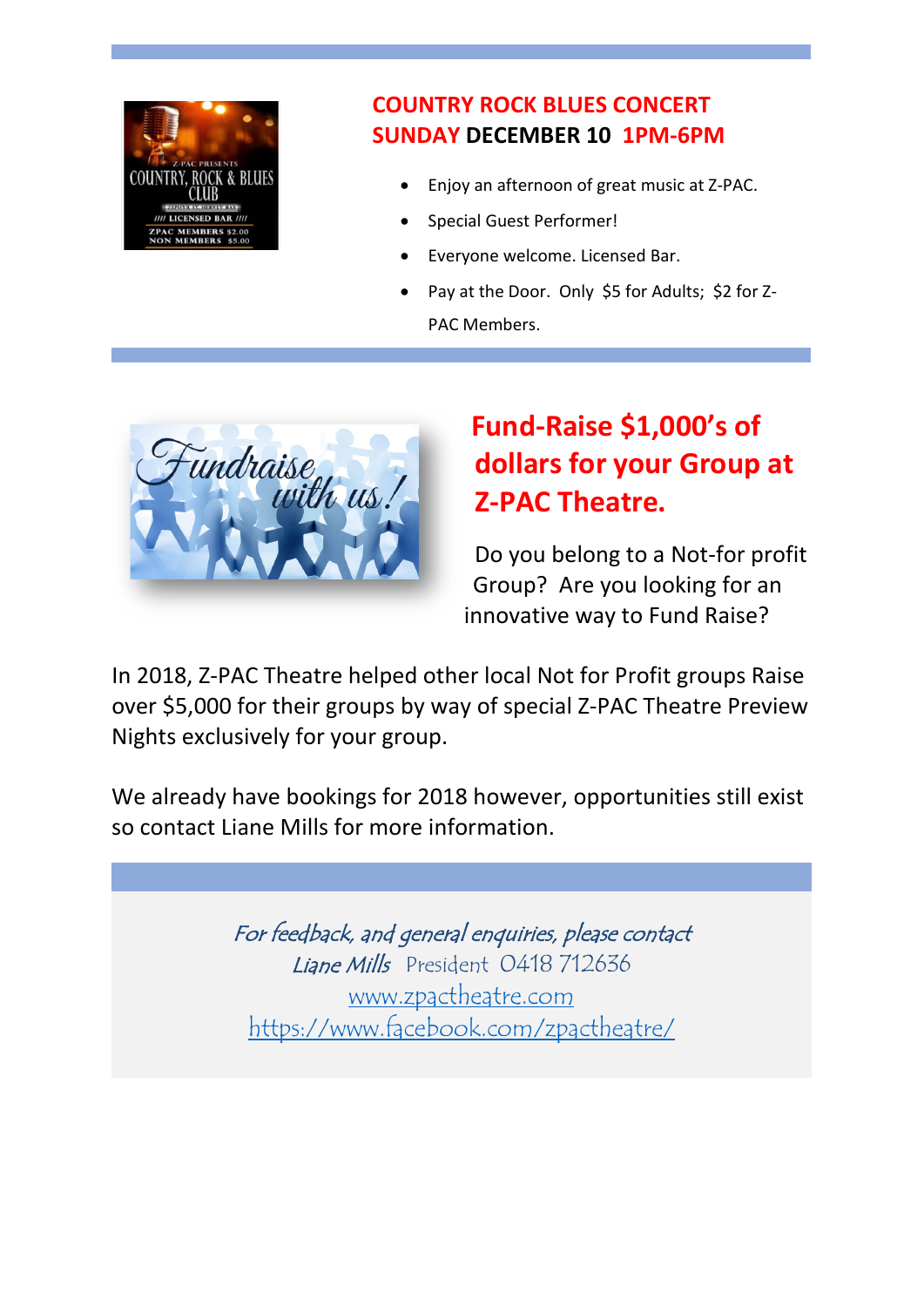## COUNTRY ROCK BLUES CONCERT
## SUNDAY DECEMBER 10 1PM-6PM

- Enjoy an afternoon of great music at Z-PAC.
- Special Guest Performer!
- Everyone welcome. Licensed Bar.
- Pay at the Door. Only $5 for Adults; $2 for Z-PAC Members.

## Fund-Raise $1,000's of dollars for your Group at Z-PAC Theatre.

Do you belong to a Not-for profit Group? Are you looking for an innovative way to Fund Raise?

In 2018, Z-PAC Theatre helped other local Not for Profit groups Raise over $5,000 for their groups by way of special Z-PAC Theatre Preview Nights exclusively for your group.

We already have bookings for 2018 however, opportunities still exist so contact Liane Mills for more information.

*For feedback, and general enquiries, please contact*
*Liane Mills* President 0418 712636
www.zpactheatre.com
https://www.facebook.com/zpactheatre/